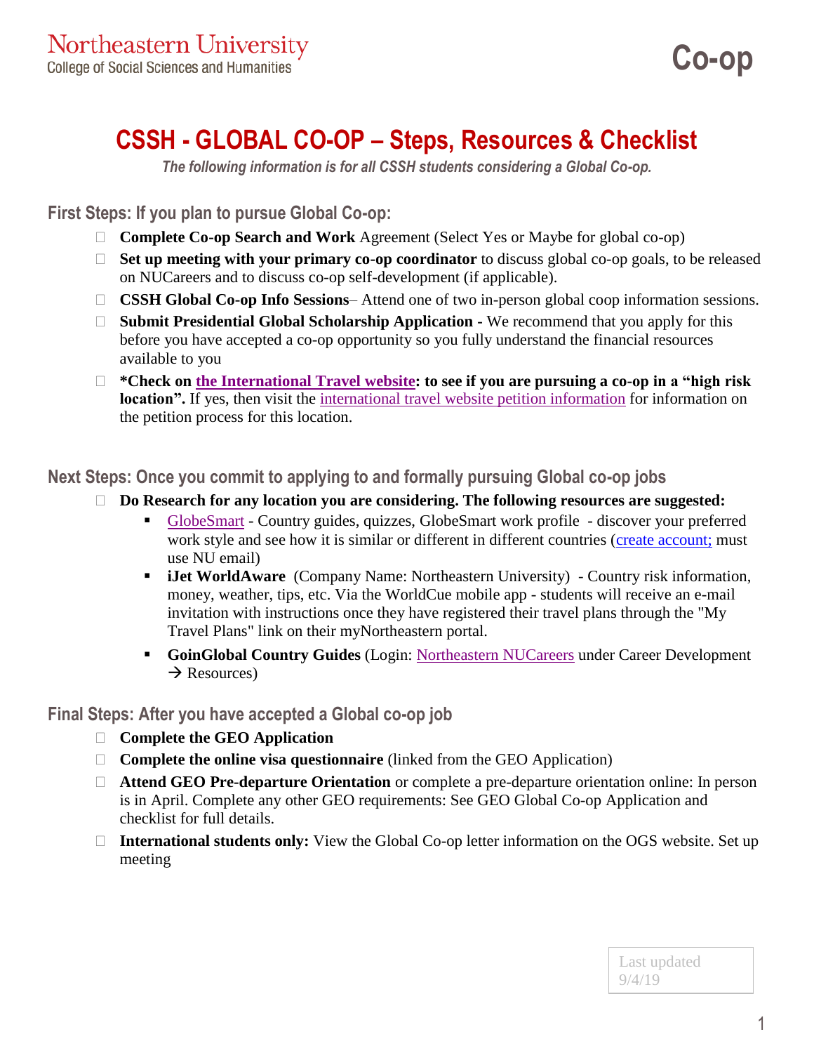Northeastern University
College of Social Sciences and Humanities

**Co-op**

# CSSH - GLOBAL CO-OP – Steps, Resources & Checklist

*The following information is for all CSSH students considering a Global Co-op.*

## First Steps: If you plan to pursue Global Co-op:

- ☐ **Complete Co-op Search and Work** Agreement (Select Yes or Maybe for global co-op)
- ☐ **Set up meeting with your primary co-op coordinator** to discuss global co-op goals, to be released on NUCareers and to discuss co-op self-development (if applicable).
- ☐ **CSSH Global Co-op Info Sessions**– Attend one of two in-person global coop information sessions.
- ☐ **Submit Presidential Global Scholarship Application -** We recommend that you apply for this before you have accepted a co-op opportunity so you fully understand the financial resources available to you
- ☐ ***Check on the International Travel website: to see if you are pursuing a co-op in a "high risk location".** If yes, then visit the international travel website petition information for information on the petition process for this location.

## Next Steps: Once you commit to applying to and formally pursuing Global co-op jobs

- ☐ **Do Research for any location you are considering. The following resources are suggested:**
  - GlobeSmart - Country guides, quizzes, GlobeSmart work profile - discover your preferred work style and see how it is similar or different in different countries (create account; must use NU email)
  - **iJet WorldAware** (Company Name: Northeastern University) - Country risk information, money, weather, tips, etc. Via the WorldCue mobile app - students will receive an e-mail invitation with instructions once they have registered their travel plans through the "My Travel Plans" link on their myNortheastern portal.
  - **GoinGlobal Country Guides** (Login: Northeastern NUCareers under Career Development → Resources)

## Final Steps: After you have accepted a Global co-op job

- ☐ **Complete the GEO Application**
- ☐ **Complete the online visa questionnaire** (linked from the GEO Application)
- ☐ **Attend GEO Pre-departure Orientation** or complete a pre-departure orientation online: In person is in April. Complete any other GEO requirements: See GEO Global Co-op Application and checklist for full details.
- ☐ **International students only:** View the Global Co-op letter information on the OGS website. Set up meeting

Last updated 9/4/19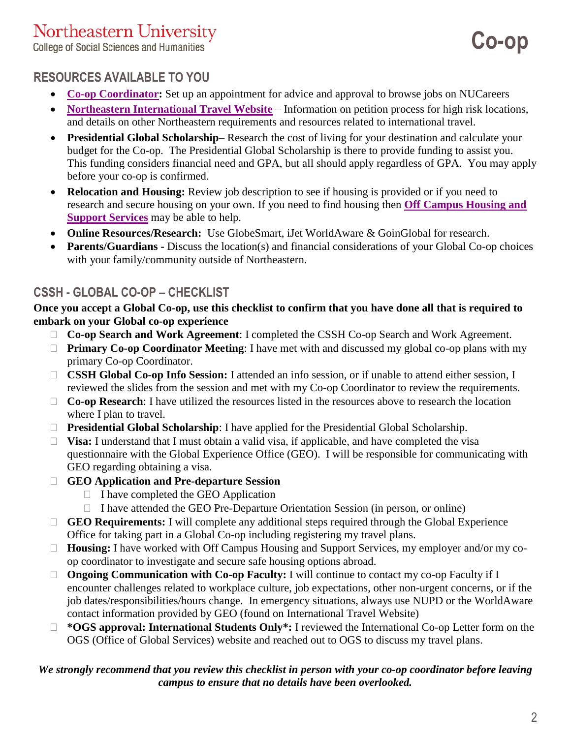## RESOURCES AVAILABLE TO YOU

- **Co-op Coordinator:** Set up an appointment for advice and approval to browse jobs on NUCareers
- **Northeastern International Travel Website** – Information on petition process for high risk locations, and details on other Northeastern requirements and resources related to international travel.
- **Presidential Global Scholarship**– Research the cost of living for your destination and calculate your budget for the Co-op. The Presidential Global Scholarship is there to provide funding to assist you. This funding considers financial need and GPA, but all should apply regardless of GPA. You may apply before your co-op is confirmed.
- **Relocation and Housing:** Review job description to see if housing is provided or if you need to research and secure housing on your own. If you need to find housing then **Off Campus Housing and Support Services** may be able to help.
- **Online Resources/Research:** Use GlobeSmart, iJet WorldAware & GoinGlobal for research.
- **Parents/Guardians -** Discuss the location(s) and financial considerations of your Global Co-op choices with your family/community outside of Northeastern.

## CSSH - GLOBAL CO-OP – CHECKLIST

**Once you accept a Global Co-op, use this checklist to confirm that you have done all that is required to embark on your Global co-op experience**

- ☐ **Co-op Search and Work Agreement**: I completed the CSSH Co-op Search and Work Agreement.
- ☐ **Primary Co-op Coordinator Meeting**: I have met with and discussed my global co-op plans with my primary Co-op Coordinator.
- ☐ **CSSH Global Co-op Info Session:** I attended an info session, or if unable to attend either session, I reviewed the slides from the session and met with my Co-op Coordinator to review the requirements.
- ☐ **Co-op Research**: I have utilized the resources listed in the resources above to research the location where I plan to travel.
- ☐ **Presidential Global Scholarship**: I have applied for the Presidential Global Scholarship.
- ☐ **Visa:** I understand that I must obtain a valid visa, if applicable, and have completed the visa questionnaire with the Global Experience Office (GEO). I will be responsible for communicating with GEO regarding obtaining a visa.
- ☐ **GEO Application and Pre-departure Session**
  - ☐ I have completed the GEO Application
  - ☐ I have attended the GEO Pre-Departure Orientation Session (in person, or online)
- ☐ **GEO Requirements:** I will complete any additional steps required through the Global Experience Office for taking part in a Global Co-op including registering my travel plans.
- ☐ **Housing:** I have worked with Off Campus Housing and Support Services, my employer and/or my co-op coordinator to investigate and secure safe housing options abroad.
- ☐ **Ongoing Communication with Co-op Faculty:** I will continue to contact my co-op Faculty if I encounter challenges related to workplace culture, job expectations, other non-urgent concerns, or if the job dates/responsibilities/hours change. In emergency situations, always use NUPD or the WorldAware contact information provided by GEO (found on International Travel Website)
- ☐ **\*OGS approval: International Students Only\*:** I reviewed the International Co-op Letter form on the OGS (Office of Global Services) website and reached out to OGS to discuss my travel plans.

***We strongly recommend that you review this checklist in person with your co-op coordinator before leaving campus to ensure that no details have been overlooked.***